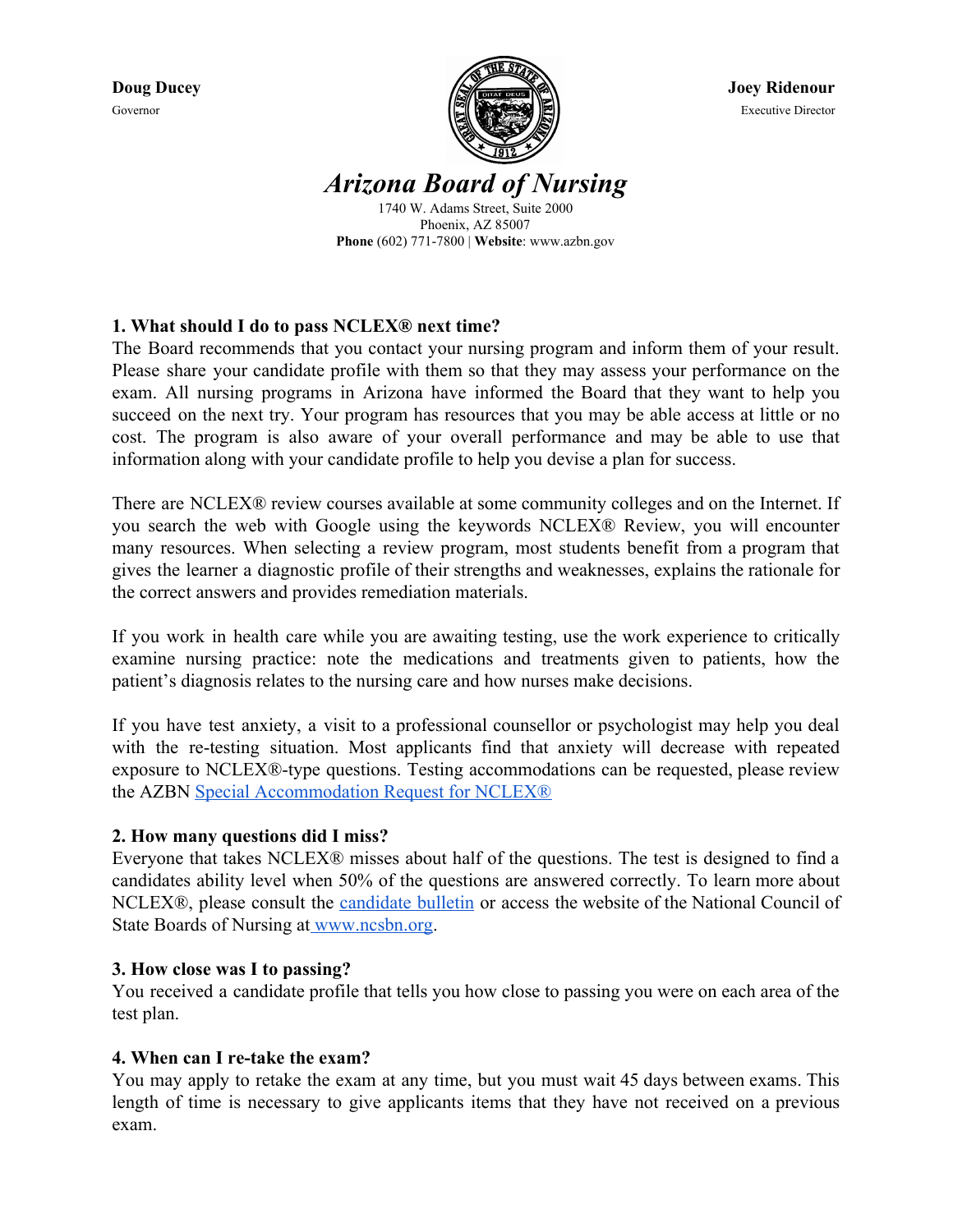**Doug Ducey**
Governor

**Joey Ridenour**
Executive Director

# *Arizona Board of Nursing*

1740 W. Adams Street, Suite 2000
Phoenix, AZ 85007
**Phone** (602) 771-7800 | **Website**: www.azbn.gov

### 1. What should I do to pass NCLEX® next time?

The Board recommends that you contact your nursing program and inform them of your result. Please share your candidate profile with them so that they may assess your performance on the exam. All nursing programs in Arizona have informed the Board that they want to help you succeed on the next try. Your program has resources that you may be able access at little or no cost. The program is also aware of your overall performance and may be able to use that information along with your candidate profile to help you devise a plan for success.

There are NCLEX® review courses available at some community colleges and on the Internet. If you search the web with Google using the keywords NCLEX® Review, you will encounter many resources. When selecting a review program, most students benefit from a program that gives the learner a diagnostic profile of their strengths and weaknesses, explains the rationale for the correct answers and provides remediation materials.

If you work in health care while you are awaiting testing, use the work experience to critically examine nursing practice: note the medications and treatments given to patients, how the patient's diagnosis relates to the nursing care and how nurses make decisions.

If you have test anxiety, a visit to a professional counsellor or psychologist may help you deal with the re-testing situation. Most applicants find that anxiety will decrease with repeated exposure to NCLEX®-type questions. Testing accommodations can be requested, please review the AZBN Special Accommodation Request for NCLEX®

### 2. How many questions did I miss?

Everyone that takes NCLEX® misses about half of the questions. The test is designed to find a candidates ability level when 50% of the questions are answered correctly. To learn more about NCLEX®, please consult the candidate bulletin or access the website of the National Council of State Boards of Nursing at www.ncsbn.org.

### 3. How close was I to passing?

You received a candidate profile that tells you how close to passing you were on each area of the test plan.

### 4. When can I re-take the exam?

You may apply to retake the exam at any time, but you must wait 45 days between exams. This length of time is necessary to give applicants items that they have not received on a previous exam.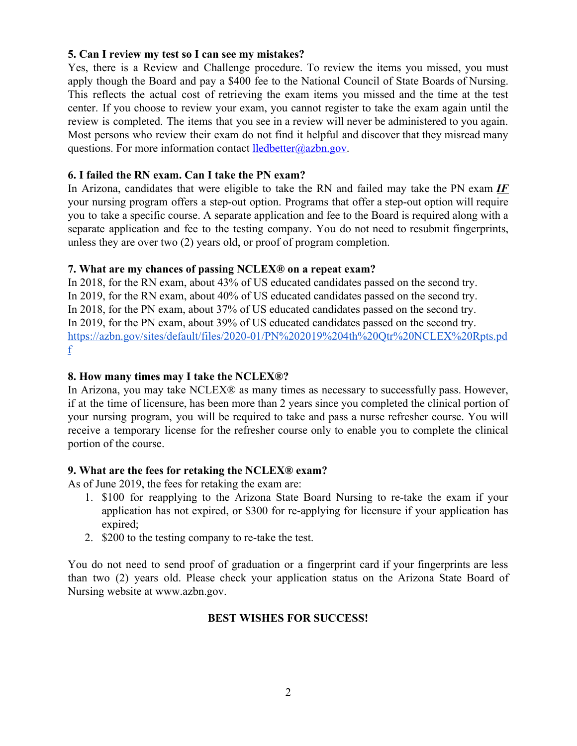**5. Can I review my test so I can see my mistakes?**

Yes, there is a Review and Challenge procedure. To review the items you missed, you must apply though the Board and pay a $400 fee to the National Council of State Boards of Nursing. This reflects the actual cost of retrieving the exam items you missed and the time at the test center. If you choose to review your exam, you cannot register to take the exam again until the review is completed. The items that you see in a review will never be administered to you again. Most persons who review their exam do not find it helpful and discover that they misread many questions. For more information contact lledbetter@azbn.gov.

**6. I failed the RN exam. Can I take the PN exam?**

In Arizona, candidates that were eligible to take the RN and failed may take the PN exam ***IF*** your nursing program offers a step-out option. Programs that offer a step-out option will require you to take a specific course. A separate application and fee to the Board is required along with a separate application and fee to the testing company. You do not need to resubmit fingerprints, unless they are over two (2) years old, or proof of program completion.

**7. What are my chances of passing NCLEX® on a repeat exam?**

In 2018, for the RN exam, about 43% of US educated candidates passed on the second try.
In 2019, for the RN exam, about 40% of US educated candidates passed on the second try.
In 2018, for the PN exam, about 37% of US educated candidates passed on the second try.
In 2019, for the PN exam, about 39% of US educated candidates passed on the second try.
https://azbn.gov/sites/default/files/2020-01/PN%202019%204th%20Qtr%20NCLEX%20Rpts.pdf

**8. How many times may I take the NCLEX®?**

In Arizona, you may take NCLEX® as many times as necessary to successfully pass. However, if at the time of licensure, has been more than 2 years since you completed the clinical portion of your nursing program, you will be required to take and pass a nurse refresher course. You will receive a temporary license for the refresher course only to enable you to complete the clinical portion of the course.

**9. What are the fees for retaking the NCLEX® exam?**

As of June 2019, the fees for retaking the exam are:

1. $100 for reapplying to the Arizona State Board Nursing to re-take the exam if your application has not expired, or $300 for re-applying for licensure if your application has expired;
2. $200 to the testing company to re-take the test.

You do not need to send proof of graduation or a fingerprint card if your fingerprints are less than two (2) years old. Please check your application status on the Arizona State Board of Nursing website at www.azbn.gov.

**BEST WISHES FOR SUCCESS!**